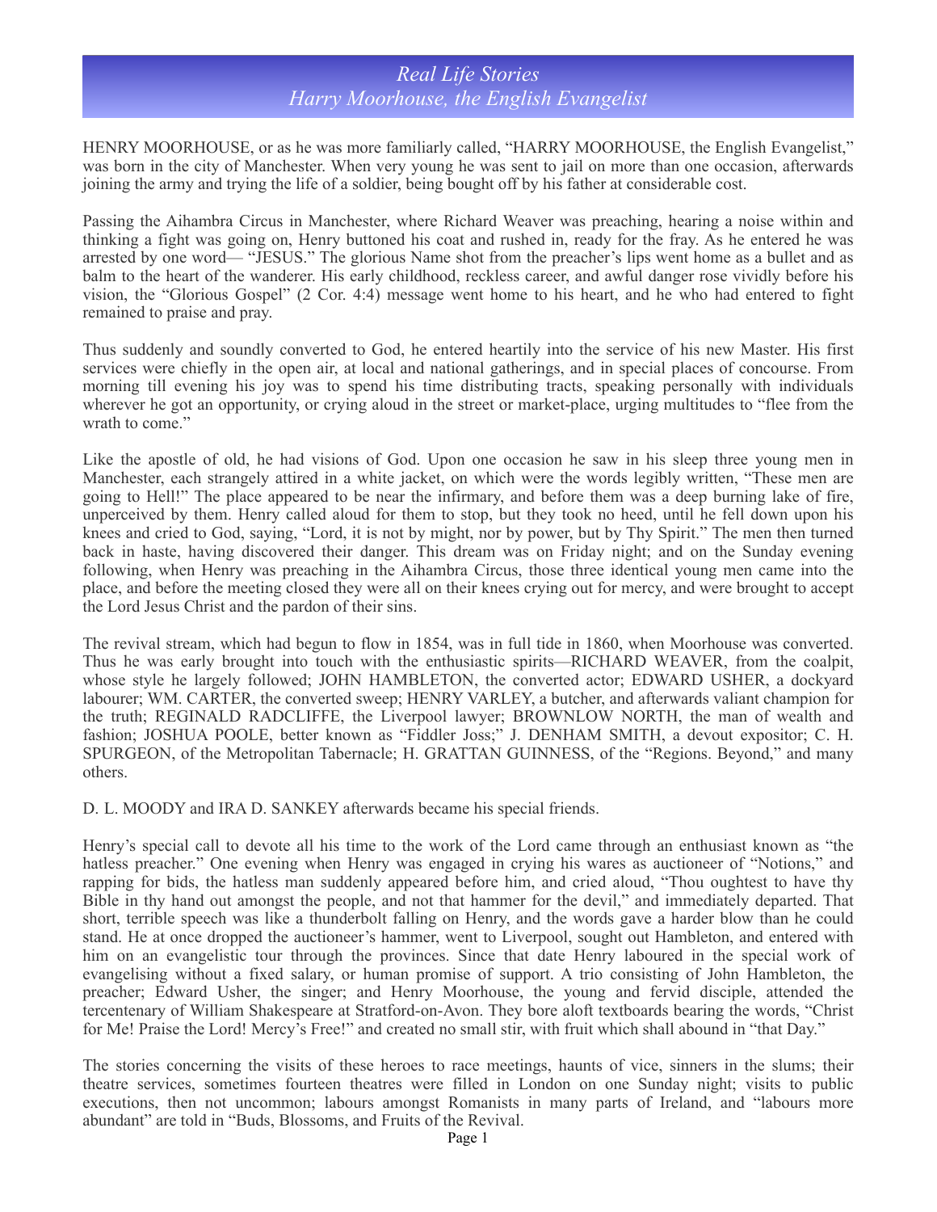# *Real Life Stories*
## *Harry Moorhouse, the English Evangelist*

HENRY MOORHOUSE, or as he was more familiarly called, "HARRY MOORHOUSE, the English Evangelist," was born in the city of Manchester. When very young he was sent to jail on more than one occasion, afterwards joining the army and trying the life of a soldier, being bought off by his father at considerable cost.

Passing the Aihambra Circus in Manchester, where Richard Weaver was preaching, hearing a noise within and thinking a fight was going on, Henry buttoned his coat and rushed in, ready for the fray. As he entered he was arrested by one word— "JESUS." The glorious Name shot from the preacher's lips went home as a bullet and as balm to the heart of the wanderer. His early childhood, reckless career, and awful danger rose vividly before his vision, the "Glorious Gospel" (2 Cor. 4:4) message went home to his heart, and he who had entered to fight remained to praise and pray.

Thus suddenly and soundly converted to God, he entered heartily into the service of his new Master. His first services were chiefly in the open air, at local and national gatherings, and in special places of concourse. From morning till evening his joy was to spend his time distributing tracts, speaking personally with individuals wherever he got an opportunity, or crying aloud in the street or market-place, urging multitudes to "flee from the wrath to come."

Like the apostle of old, he had visions of God. Upon one occasion he saw in his sleep three young men in Manchester, each strangely attired in a white jacket, on which were the words legibly written, "These men are going to Hell!" The place appeared to be near the infirmary, and before them was a deep burning lake of fire, unperceived by them. Henry called aloud for them to stop, but they took no heed, until he fell down upon his knees and cried to God, saying, "Lord, it is not by might, nor by power, but by Thy Spirit." The men then turned back in haste, having discovered their danger. This dream was on Friday night; and on the Sunday evening following, when Henry was preaching in the Aihambra Circus, those three identical young men came into the place, and before the meeting closed they were all on their knees crying out for mercy, and were brought to accept the Lord Jesus Christ and the pardon of their sins.

The revival stream, which had begun to flow in 1854, was in full tide in 1860, when Moorhouse was converted. Thus he was early brought into touch with the enthusiastic spirits—RICHARD WEAVER, from the coalpit, whose style he largely followed; JOHN HAMBLETON, the converted actor; EDWARD USHER, a dockyard labourer; WM. CARTER, the converted sweep; HENRY VARLEY, a butcher, and afterwards valiant champion for the truth; REGINALD RADCLIFFE, the Liverpool lawyer; BROWNLOW NORTH, the man of wealth and fashion; JOSHUA POOLE, better known as "Fiddler Joss;" J. DENHAM SMITH, a devout expositor; C. H. SPURGEON, of the Metropolitan Tabernacle; H. GRATTAN GUINNESS, of the "Regions. Beyond," and many others.

D. L. MOODY and IRA D. SANKEY afterwards became his special friends.

Henry's special call to devote all his time to the work of the Lord came through an enthusiast known as "the hatless preacher." One evening when Henry was engaged in crying his wares as auctioneer of "Notions," and rapping for bids, the hatless man suddenly appeared before him, and cried aloud, "Thou oughtest to have thy Bible in thy hand out amongst the people, and not that hammer for the devil," and immediately departed. That short, terrible speech was like a thunderbolt falling on Henry, and the words gave a harder blow than he could stand. He at once dropped the auctioneer's hammer, went to Liverpool, sought out Hambleton, and entered with him on an evangelistic tour through the provinces. Since that date Henry laboured in the special work of evangelising without a fixed salary, or human promise of support. A trio consisting of John Hambleton, the preacher; Edward Usher, the singer; and Henry Moorhouse, the young and fervid disciple, attended the tercentenary of William Shakespeare at Stratford-on-Avon. They bore aloft textboards bearing the words, "Christ for Me! Praise the Lord! Mercy's Free!" and created no small stir, with fruit which shall abound in "that Day."

The stories concerning the visits of these heroes to race meetings, haunts of vice, sinners in the slums; their theatre services, sometimes fourteen theatres were filled in London on one Sunday night; visits to public executions, then not uncommon; labours amongst Romanists in many parts of Ireland, and "labours more abundant" are told in "Buds, Blossoms, and Fruits of the Revival.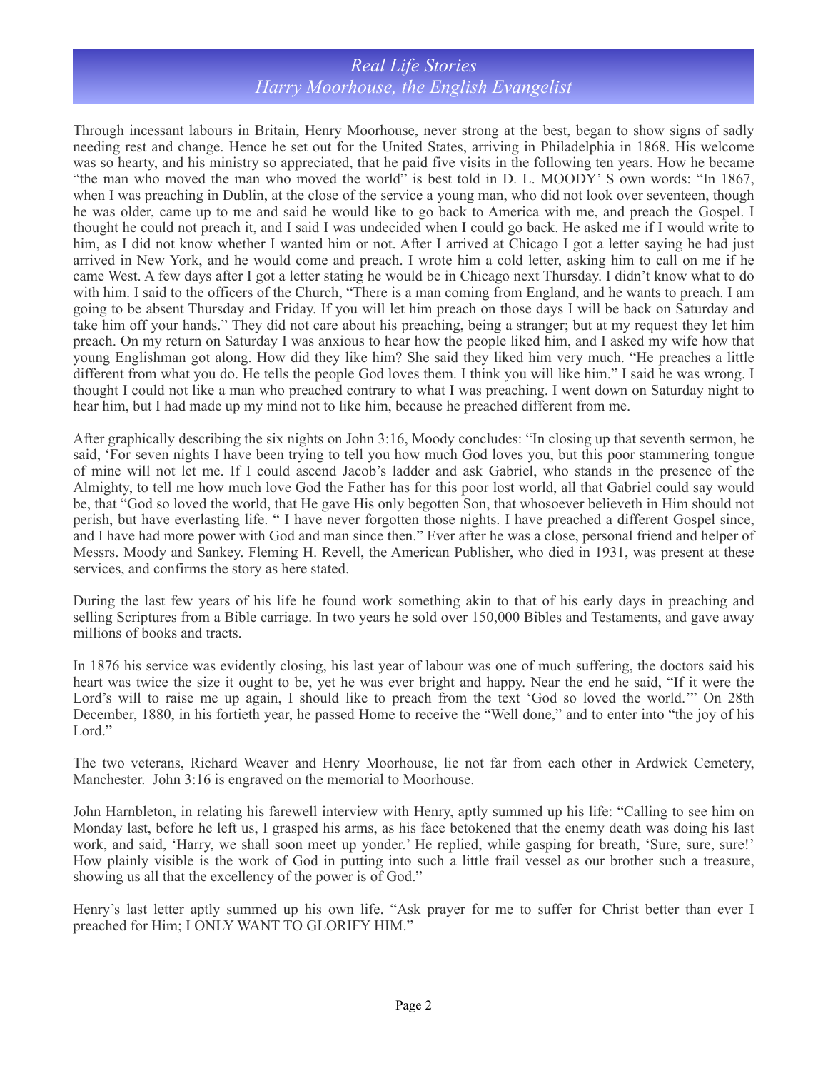# *Real Life Stories*
## *Harry Moorhouse, the English Evangelist*

Through incessant labours in Britain, Henry Moorhouse, never strong at the best, began to show signs of sadly needing rest and change. Hence he set out for the United States, arriving in Philadelphia in 1868. His welcome was so hearty, and his ministry so appreciated, that he paid five visits in the following ten years. How he became "the man who moved the man who moved the world" is best told in D. L. MOODY' S own words: "In 1867, when I was preaching in Dublin, at the close of the service a young man, who did not look over seventeen, though he was older, came up to me and said he would like to go back to America with me, and preach the Gospel. I thought he could not preach it, and I said I was undecided when I could go back. He asked me if I would write to him, as I did not know whether I wanted him or not. After I arrived at Chicago I got a letter saying he had just arrived in New York, and he would come and preach. I wrote him a cold letter, asking him to call on me if he came West. A few days after I got a letter stating he would be in Chicago next Thursday. I didn't know what to do with him. I said to the officers of the Church, "There is a man coming from England, and he wants to preach. I am going to be absent Thursday and Friday. If you will let him preach on those days I will be back on Saturday and take him off your hands." They did not care about his preaching, being a stranger; but at my request they let him preach. On my return on Saturday I was anxious to hear how the people liked him, and I asked my wife how that young Englishman got along. How did they like him? She said they liked him very much. "He preaches a little different from what you do. He tells the people God loves them. I think you will like him." I said he was wrong. I thought I could not like a man who preached contrary to what I was preaching. I went down on Saturday night to hear him, but I had made up my mind not to like him, because he preached different from me.

After graphically describing the six nights on John 3:16, Moody concludes: "In closing up that seventh sermon, he said, 'For seven nights I have been trying to tell you how much God loves you, but this poor stammering tongue of mine will not let me. If I could ascend Jacob's ladder and ask Gabriel, who stands in the presence of the Almighty, to tell me how much love God the Father has for this poor lost world, all that Gabriel could say would be, that "God so loved the world, that He gave His only begotten Son, that whosoever believeth in Him should not perish, but have everlasting life. " I have never forgotten those nights. I have preached a different Gospel since, and I have had more power with God and man since then." Ever after he was a close, personal friend and helper of Messrs. Moody and Sankey. Fleming H. Revell, the American Publisher, who died in 1931, was present at these services, and confirms the story as here stated.

During the last few years of his life he found work something akin to that of his early days in preaching and selling Scriptures from a Bible carriage. In two years he sold over 150,000 Bibles and Testaments, and gave away millions of books and tracts.

In 1876 his service was evidently closing, his last year of labour was one of much suffering, the doctors said his heart was twice the size it ought to be, yet he was ever bright and happy. Near the end he said, "If it were the Lord's will to raise me up again, I should like to preach from the text 'God so loved the world.'" On 28th December, 1880, in his fortieth year, he passed Home to receive the "Well done," and to enter into "the joy of his Lord."

The two veterans, Richard Weaver and Henry Moorhouse, lie not far from each other in Ardwick Cemetery, Manchester. John 3:16 is engraved on the memorial to Moorhouse.

John Harnbleton, in relating his farewell interview with Henry, aptly summed up his life: "Calling to see him on Monday last, before he left us, I grasped his arms, as his face betokened that the enemy death was doing his last work, and said, 'Harry, we shall soon meet up yonder.' He replied, while gasping for breath, 'Sure, sure, sure!' How plainly visible is the work of God in putting into such a little frail vessel as our brother such a treasure, showing us all that the excellency of the power is of God."

Henry's last letter aptly summed up his own life. "Ask prayer for me to suffer for Christ better than ever I preached for Him; I ONLY WANT TO GLORIFY HIM."